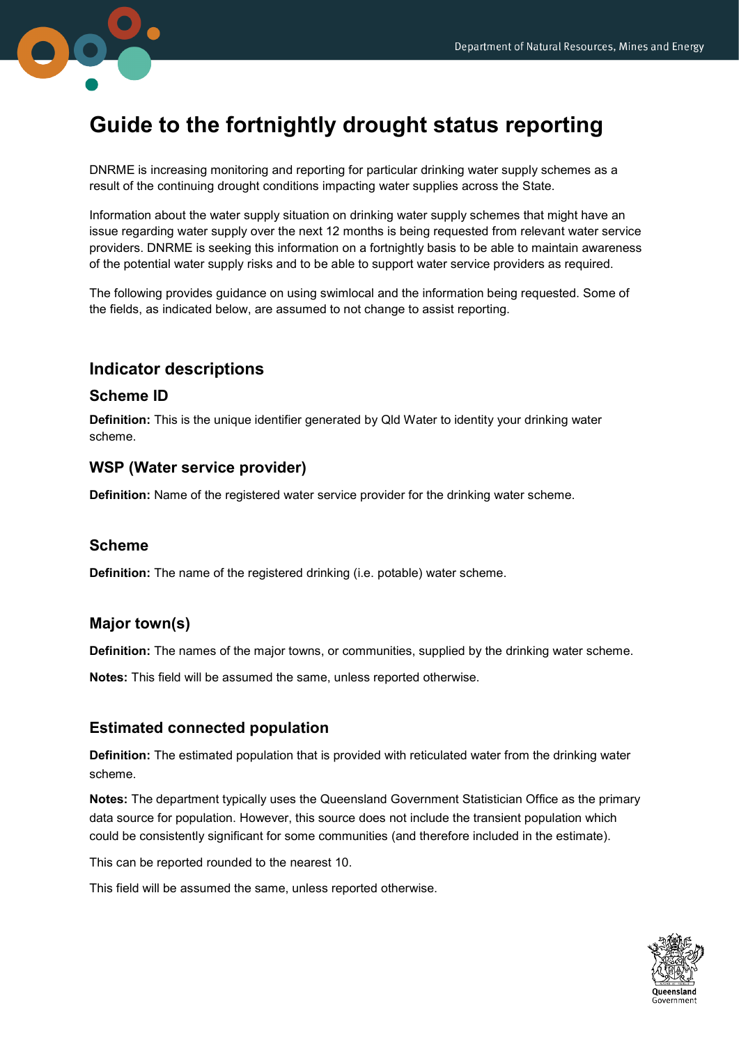# Guide to the fortnightly drought status reporting

DNRME is increasing monitoring and reporting for particular drinking water supply schemes as a result of the continuing drought conditions impacting water supplies across the State.

Information about the water supply situation on drinking water supply schemes that might have an issue regarding water supply over the next 12 months is being requested from relevant water service providers. DNRME is seeking this information on a fortnightly basis to be able to maintain awareness of the potential water supply risks and to be able to support water service providers as required.

The following provides guidance on using swimlocal and the information being requested. Some of the fields, as indicated below, are assumed to not change to assist reporting.

## Indicator descriptions

### Scheme ID

**Definition:** This is the unique identifier generated by Qld Water to identity your drinking water scheme.

### WSP (Water service provider)

**Definition:** Name of the registered water service provider for the drinking water scheme.

### Scheme

**Definition:** The name of the registered drinking (i.e. potable) water scheme.

### Major town(s)

**Definition:** The names of the major towns, or communities, supplied by the drinking water scheme.

**Notes:** This field will be assumed the same, unless reported otherwise.

### Estimated connected population

**Definition:** The estimated population that is provided with reticulated water from the drinking water scheme.

**Notes:** The department typically uses the Queensland Government Statistician Office as the primary data source for population. However, this source does not include the transient population which could be consistently significant for some communities (and therefore included in the estimate).

This can be reported rounded to the nearest 10.

This field will be assumed the same, unless reported otherwise.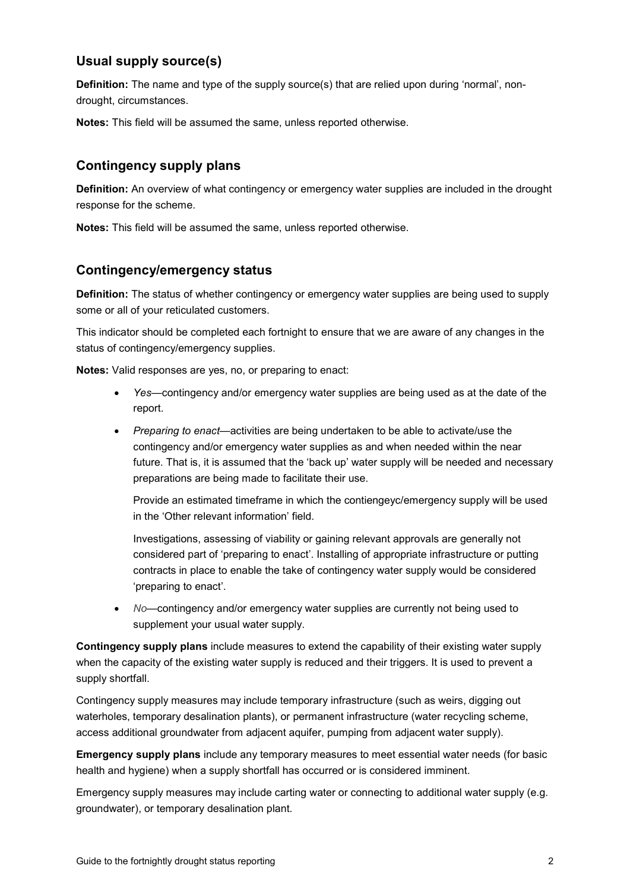## Usual supply source(s)

**Definition:** The name and type of the supply source(s) that are relied upon during 'normal', non-drought, circumstances.

**Notes:** This field will be assumed the same, unless reported otherwise.

## Contingency supply plans

**Definition:** An overview of what contingency or emergency water supplies are included in the drought response for the scheme.

**Notes:** This field will be assumed the same, unless reported otherwise.

## Contingency/emergency status

**Definition:** The status of whether contingency or emergency water supplies are being used to supply some or all of your reticulated customers.

This indicator should be completed each fortnight to ensure that we are aware of any changes in the status of contingency/emergency supplies.

**Notes:** Valid responses are yes, no, or preparing to enact:

- *Yes*—contingency and/or emergency water supplies are being used as at the date of the report.
- *Preparing to enact*—activities are being undertaken to be able to activate/use the contingency and/or emergency water supplies as and when needed within the near future. That is, it is assumed that the 'back up' water supply will be needed and necessary preparations are being made to facilitate their use.

  Provide an estimated timeframe in which the contiengeyc/emergency supply will be used in the 'Other relevant information' field.

  Investigations, assessing of viability or gaining relevant approvals are generally not considered part of 'preparing to enact'. Installing of appropriate infrastructure or putting contracts in place to enable the take of contingency water supply would be considered 'preparing to enact'.

- *No*—contingency and/or emergency water supplies are currently not being used to supplement your usual water supply.

**Contingency supply plans** include measures to extend the capability of their existing water supply when the capacity of the existing water supply is reduced and their triggers. It is used to prevent a supply shortfall.

Contingency supply measures may include temporary infrastructure (such as weirs, digging out waterholes, temporary desalination plants), or permanent infrastructure (water recycling scheme, access additional groundwater from adjacent aquifer, pumping from adjacent water supply).

**Emergency supply plans** include any temporary measures to meet essential water needs (for basic health and hygiene) when a supply shortfall has occurred or is considered imminent.

Emergency supply measures may include carting water or connecting to additional water supply (e.g. groundwater), or temporary desalination plant.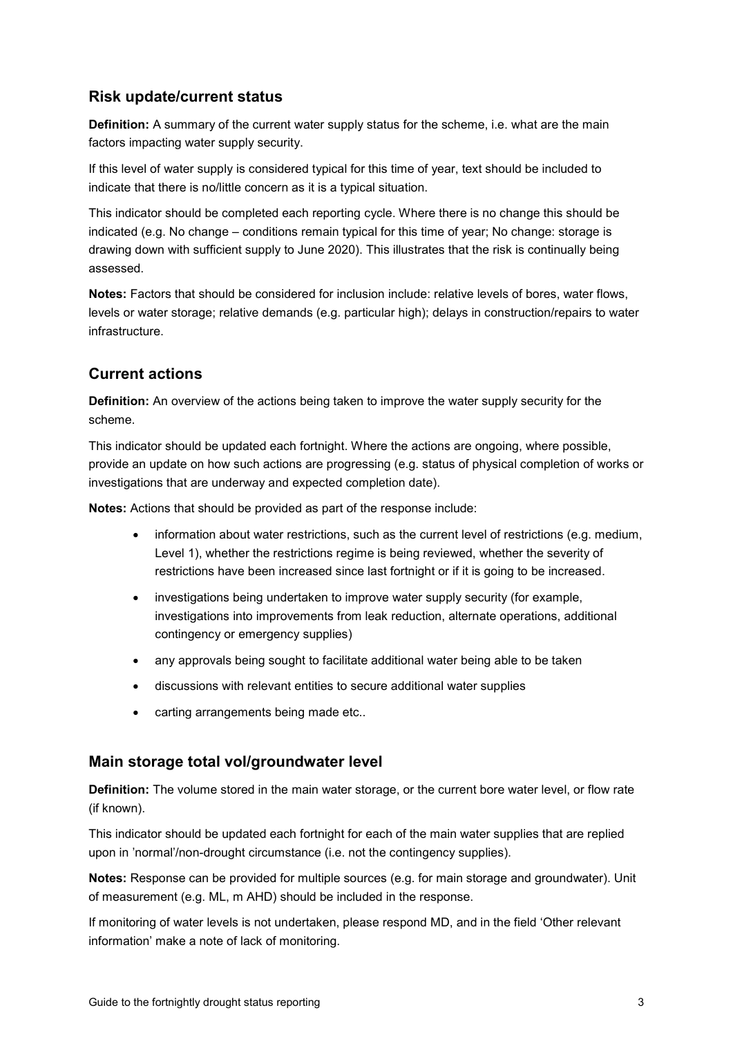## Risk update/current status

**Definition:** A summary of the current water supply status for the scheme, i.e. what are the main factors impacting water supply security.

If this level of water supply is considered typical for this time of year, text should be included to indicate that there is no/little concern as it is a typical situation.

This indicator should be completed each reporting cycle. Where there is no change this should be indicated (e.g. No change – conditions remain typical for this time of year; No change: storage is drawing down with sufficient supply to June 2020). This illustrates that the risk is continually being assessed.

**Notes:** Factors that should be considered for inclusion include: relative levels of bores, water flows, levels or water storage; relative demands (e.g. particular high); delays in construction/repairs to water infrastructure.

## Current actions

**Definition:** An overview of the actions being taken to improve the water supply security for the scheme.

This indicator should be updated each fortnight. Where the actions are ongoing, where possible, provide an update on how such actions are progressing (e.g. status of physical completion of works or investigations that are underway and expected completion date).

**Notes:** Actions that should be provided as part of the response include:

- information about water restrictions, such as the current level of restrictions (e.g. medium, Level 1), whether the restrictions regime is being reviewed, whether the severity of restrictions have been increased since last fortnight or if it is going to be increased.
- investigations being undertaken to improve water supply security (for example, investigations into improvements from leak reduction, alternate operations, additional contingency or emergency supplies)
- any approvals being sought to facilitate additional water being able to be taken
- discussions with relevant entities to secure additional water supplies
- carting arrangements being made etc..

## Main storage total vol/groundwater level

**Definition:** The volume stored in the main water storage, or the current bore water level, or flow rate (if known).

This indicator should be updated each fortnight for each of the main water supplies that are replied upon in 'normal'/non-drought circumstance (i.e. not the contingency supplies).

**Notes:** Response can be provided for multiple sources (e.g. for main storage and groundwater). Unit of measurement (e.g. ML, m AHD) should be included in the response.

If monitoring of water levels is not undertaken, please respond MD, and in the field 'Other relevant information' make a note of lack of monitoring.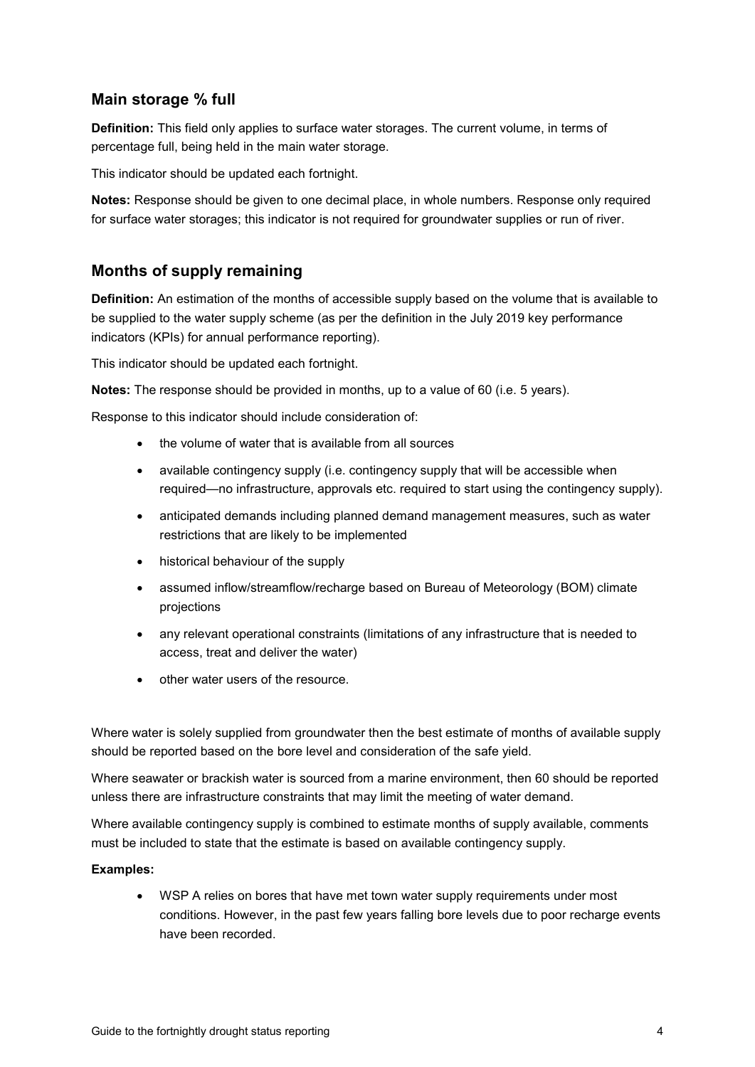## Main storage % full

**Definition:** This field only applies to surface water storages. The current volume, in terms of percentage full, being held in the main water storage.

This indicator should be updated each fortnight.

**Notes:** Response should be given to one decimal place, in whole numbers. Response only required for surface water storages; this indicator is not required for groundwater supplies or run of river.

## Months of supply remaining

**Definition:** An estimation of the months of accessible supply based on the volume that is available to be supplied to the water supply scheme (as per the definition in the July 2019 key performance indicators (KPIs) for annual performance reporting).

This indicator should be updated each fortnight.

**Notes:** The response should be provided in months, up to a value of 60 (i.e. 5 years).

Response to this indicator should include consideration of:

- the volume of water that is available from all sources
- available contingency supply (i.e. contingency supply that will be accessible when required—no infrastructure, approvals etc. required to start using the contingency supply).
- anticipated demands including planned demand management measures, such as water restrictions that are likely to be implemented
- historical behaviour of the supply
- assumed inflow/streamflow/recharge based on Bureau of Meteorology (BOM) climate projections
- any relevant operational constraints (limitations of any infrastructure that is needed to access, treat and deliver the water)
- other water users of the resource.

Where water is solely supplied from groundwater then the best estimate of months of available supply should be reported based on the bore level and consideration of the safe yield.

Where seawater or brackish water is sourced from a marine environment, then 60 should be reported unless there are infrastructure constraints that may limit the meeting of water demand.

Where available contingency supply is combined to estimate months of supply available, comments must be included to state that the estimate is based on available contingency supply.

**Examples:**

- WSP A relies on bores that have met town water supply requirements under most conditions. However, in the past few years falling bore levels due to poor recharge events have been recorded.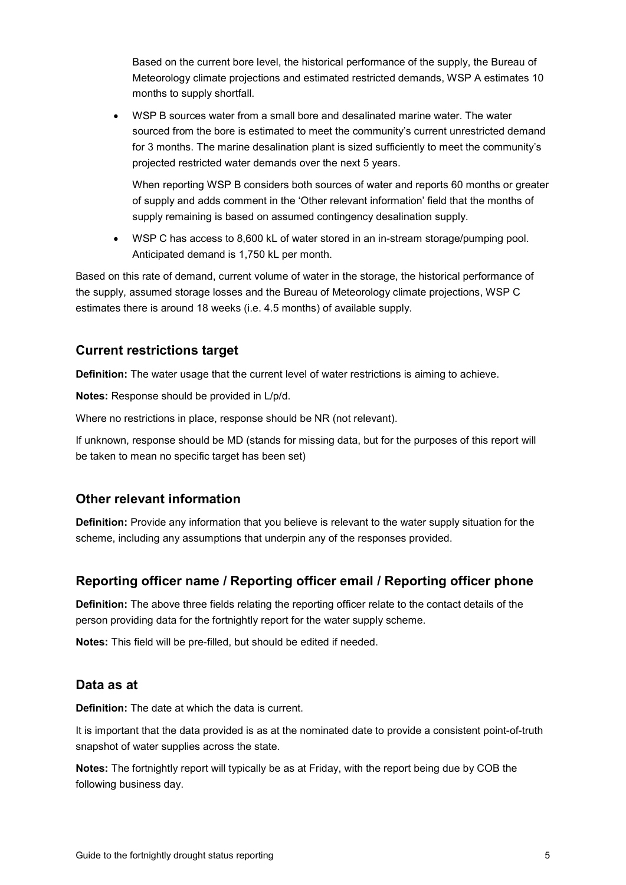Based on the current bore level, the historical performance of the supply, the Bureau of Meteorology climate projections and estimated restricted demands, WSP A estimates 10 months to supply shortfall.

- WSP B sources water from a small bore and desalinated marine water. The water sourced from the bore is estimated to meet the community's current unrestricted demand for 3 months. The marine desalination plant is sized sufficiently to meet the community's projected restricted water demands over the next 5 years.

  When reporting WSP B considers both sources of water and reports 60 months or greater of supply and adds comment in the 'Other relevant information' field that the months of supply remaining is based on assumed contingency desalination supply.

- WSP C has access to 8,600 kL of water stored in an in-stream storage/pumping pool. Anticipated demand is 1,750 kL per month.

Based on this rate of demand, current volume of water in the storage, the historical performance of the supply, assumed storage losses and the Bureau of Meteorology climate projections, WSP C estimates there is around 18 weeks (i.e. 4.5 months) of available supply.

## Current restrictions target

**Definition:** The water usage that the current level of water restrictions is aiming to achieve.

**Notes:** Response should be provided in L/p/d.

Where no restrictions in place, response should be NR (not relevant).

If unknown, response should be MD (stands for missing data, but for the purposes of this report will be taken to mean no specific target has been set)

## Other relevant information

**Definition:** Provide any information that you believe is relevant to the water supply situation for the scheme, including any assumptions that underpin any of the responses provided.

## Reporting officer name / Reporting officer email / Reporting officer phone

**Definition:** The above three fields relating the reporting officer relate to the contact details of the person providing data for the fortnightly report for the water supply scheme.

**Notes:** This field will be pre-filled, but should be edited if needed.

## Data as at

**Definition:** The date at which the data is current.

It is important that the data provided is as at the nominated date to provide a consistent point-of-truth snapshot of water supplies across the state.

**Notes:** The fortnightly report will typically be as at Friday, with the report being due by COB the following business day.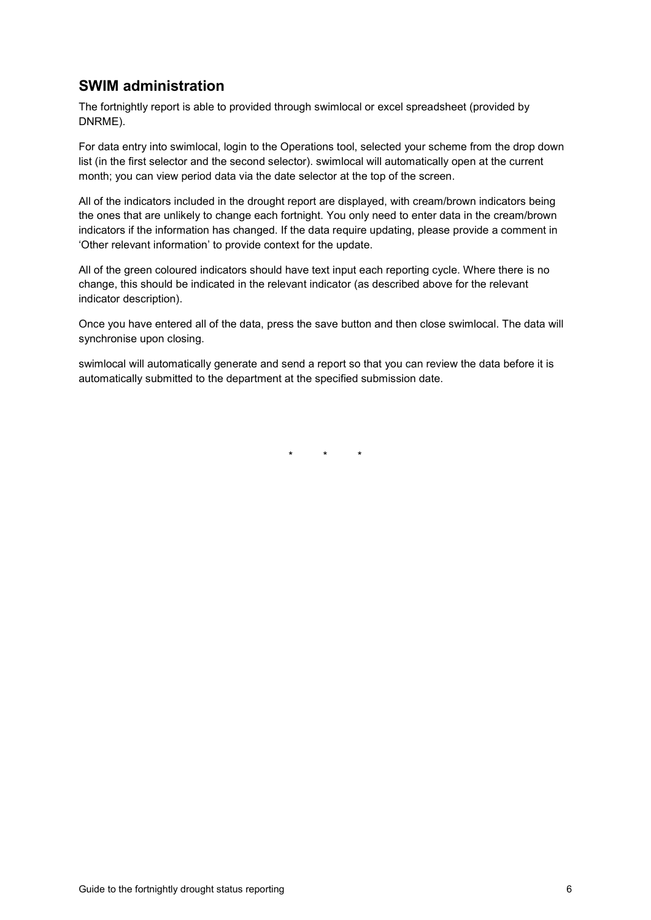## SWIM administration

The fortnightly report is able to provided through swimlocal or excel spreadsheet (provided by DNRME).

For data entry into swimlocal, login to the Operations tool, selected your scheme from the drop down list (in the first selector and the second selector). swimlocal will automatically open at the current month; you can view period data via the date selector at the top of the screen.

All of the indicators included in the drought report are displayed, with cream/brown indicators being the ones that are unlikely to change each fortnight. You only need to enter data in the cream/brown indicators if the information has changed. If the data require updating, please provide a comment in 'Other relevant information' to provide context for the update.

All of the green coloured indicators should have text input each reporting cycle. Where there is no change, this should be indicated in the relevant indicator (as described above for the relevant indicator description).

Once you have entered all of the data, press the save button and then close swimlocal. The data will synchronise upon closing.

swimlocal will automatically generate and send a report so that you can review the data before it is automatically submitted to the department at the specified submission date.

\* \* \*